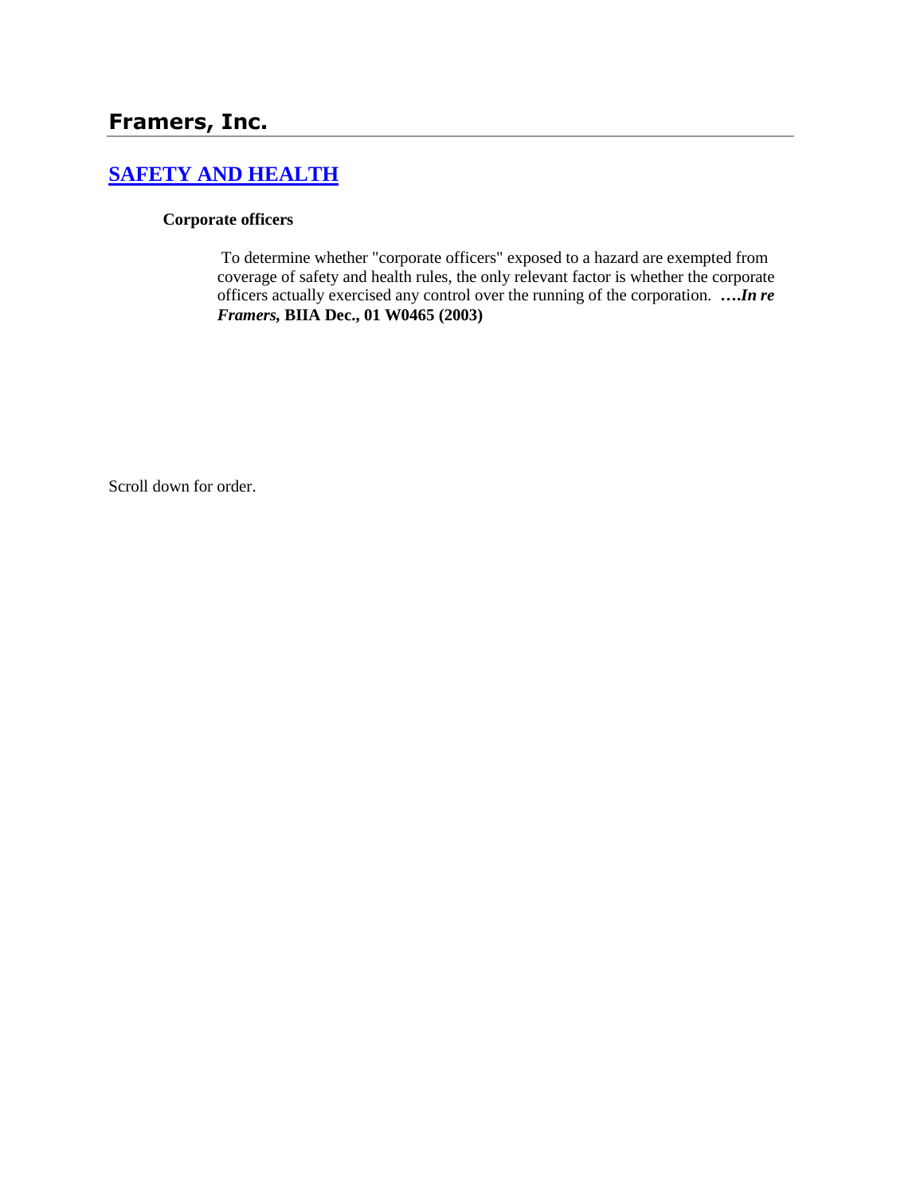# Framers, Inc.

## SAFETY AND HEALTH

**Corporate officers**

To determine whether "corporate officers" exposed to a hazard are exempted from coverage of safety and health rules, the only relevant factor is whether the corporate officers actually exercised any control over the running of the corporation. ***….In re Framers*, BIIA Dec., 01 W0465 (2003)**

Scroll down for order.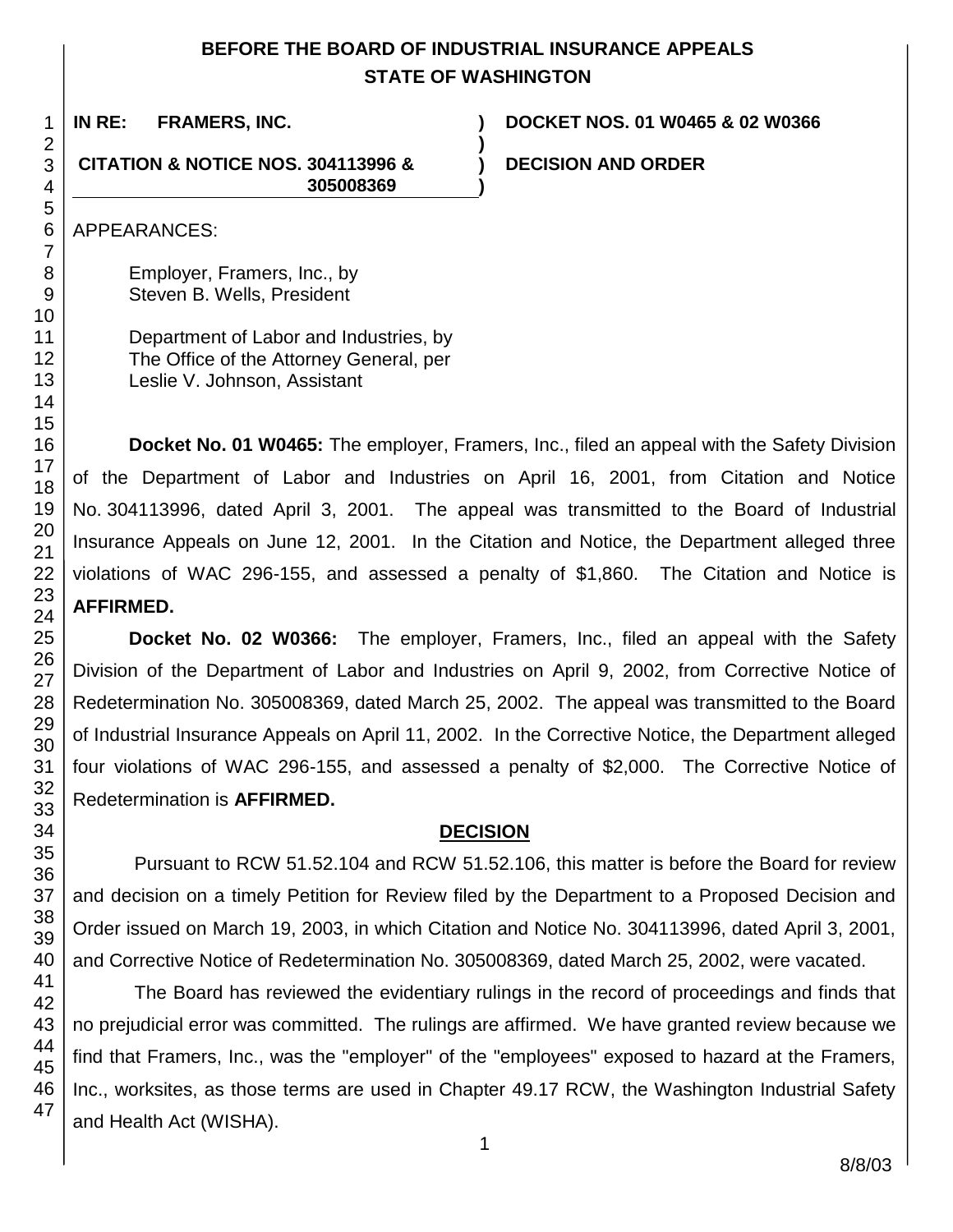# BEFORE THE BOARD OF INDUSTRIAL INSURANCE APPEALS
# STATE OF WASHINGTON

**IN RE: FRAMERS, INC.** **) DOCKET NOS. 01 W0465 & 02 W0366**

**CITATION & NOTICE NOS. 304113996 & 305008369** **) DECISION AND ORDER**

APPEARANCES:

Employer, Framers, Inc., by
Steven B. Wells, President

Department of Labor and Industries, by
The Office of the Attorney General, per
Leslie V. Johnson, Assistant

**Docket No. 01 W0465:** The employer, Framers, Inc., filed an appeal with the Safety Division of the Department of Labor and Industries on April 16, 2001, from Citation and Notice No. 304113996, dated April 3, 2001. The appeal was transmitted to the Board of Industrial Insurance Appeals on June 12, 2001. In the Citation and Notice, the Department alleged three violations of WAC 296-155, and assessed a penalty of $1,860. The Citation and Notice is **AFFIRMED.**

**Docket No. 02 W0366:** The employer, Framers, Inc., filed an appeal with the Safety Division of the Department of Labor and Industries on April 9, 2002, from Corrective Notice of Redetermination No. 305008369, dated March 25, 2002. The appeal was transmitted to the Board of Industrial Insurance Appeals on April 11, 2002. In the Corrective Notice, the Department alleged four violations of WAC 296-155, and assessed a penalty of $2,000. The Corrective Notice of Redetermination is **AFFIRMED.**

## DECISION

Pursuant to RCW 51.52.104 and RCW 51.52.106, this matter is before the Board for review and decision on a timely Petition for Review filed by the Department to a Proposed Decision and Order issued on March 19, 2003, in which Citation and Notice No. 304113996, dated April 3, 2001, and Corrective Notice of Redetermination No. 305008369, dated March 25, 2002, were vacated.

The Board has reviewed the evidentiary rulings in the record of proceedings and finds that no prejudicial error was committed. The rulings are affirmed. We have granted review because we find that Framers, Inc., was the "employer" of the "employees" exposed to hazard at the Framers, Inc., worksites, as those terms are used in Chapter 49.17 RCW, the Washington Industrial Safety and Health Act (WISHA).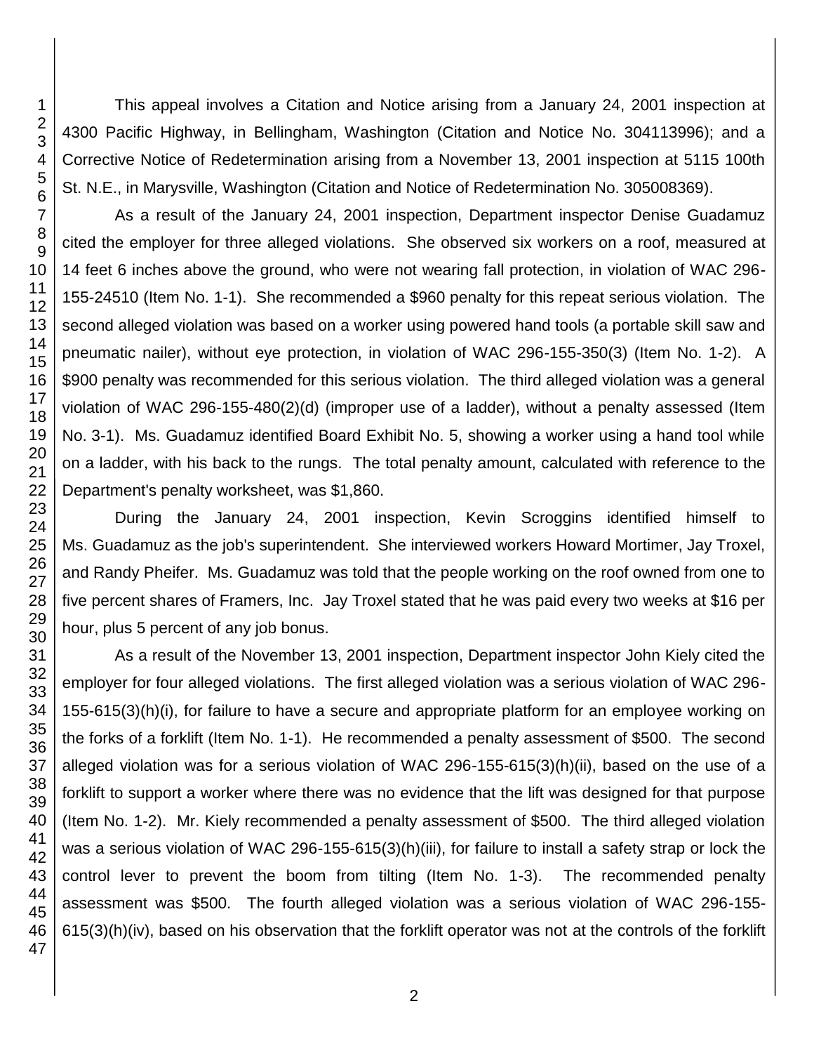This appeal involves a Citation and Notice arising from a January 24, 2001 inspection at 4300 Pacific Highway, in Bellingham, Washington (Citation and Notice No. 304113996); and a Corrective Notice of Redetermination arising from a November 13, 2001 inspection at 5115 100th St. N.E., in Marysville, Washington (Citation and Notice of Redetermination No. 305008369).

As a result of the January 24, 2001 inspection, Department inspector Denise Guadamuz cited the employer for three alleged violations. She observed six workers on a roof, measured at 14 feet 6 inches above the ground, who were not wearing fall protection, in violation of WAC 296-155-24510 (Item No. 1-1). She recommended a $960 penalty for this repeat serious violation. The second alleged violation was based on a worker using powered hand tools (a portable skill saw and pneumatic nailer), without eye protection, in violation of WAC 296-155-350(3) (Item No. 1-2). A $900 penalty was recommended for this serious violation. The third alleged violation was a general violation of WAC 296-155-480(2)(d) (improper use of a ladder), without a penalty assessed (Item No. 3-1). Ms. Guadamuz identified Board Exhibit No. 5, showing a worker using a hand tool while on a ladder, with his back to the rungs. The total penalty amount, calculated with reference to the Department's penalty worksheet, was $1,860.

During the January 24, 2001 inspection, Kevin Scroggins identified himself to Ms. Guadamuz as the job's superintendent. She interviewed workers Howard Mortimer, Jay Troxel, and Randy Pheifer. Ms. Guadamuz was told that the people working on the roof owned from one to five percent shares of Framers, Inc. Jay Troxel stated that he was paid every two weeks at $16 per hour, plus 5 percent of any job bonus.

As a result of the November 13, 2001 inspection, Department inspector John Kiely cited the employer for four alleged violations. The first alleged violation was a serious violation of WAC 296-155-615(3)(h)(i), for failure to have a secure and appropriate platform for an employee working on the forks of a forklift (Item No. 1-1). He recommended a penalty assessment of $500. The second alleged violation was for a serious violation of WAC 296-155-615(3)(h)(ii), based on the use of a forklift to support a worker where there was no evidence that the lift was designed for that purpose (Item No. 1-2). Mr. Kiely recommended a penalty assessment of $500. The third alleged violation was a serious violation of WAC 296-155-615(3)(h)(iii), for failure to install a safety strap or lock the control lever to prevent the boom from tilting (Item No. 1-3). The recommended penalty assessment was $500. The fourth alleged violation was a serious violation of WAC 296-155-615(3)(h)(iv), based on his observation that the forklift operator was not at the controls of the forklift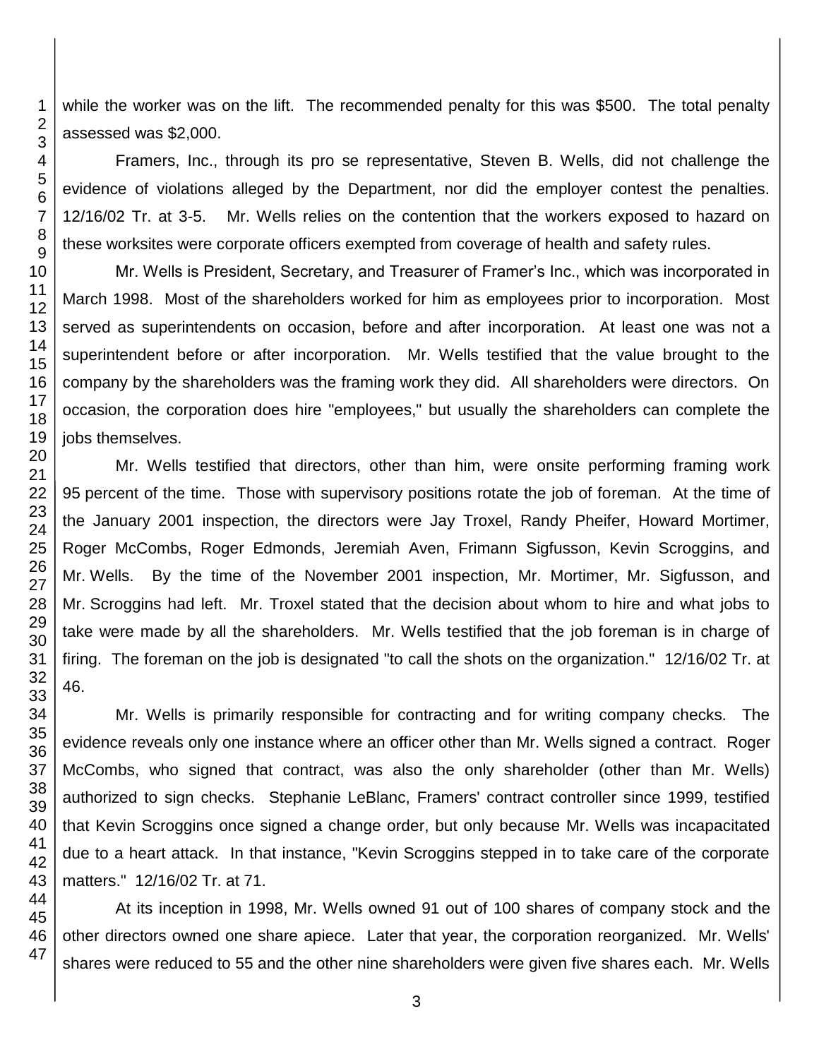while the worker was on the lift. The recommended penalty for this was $500. The total penalty assessed was $2,000.

Framers, Inc., through its pro se representative, Steven B. Wells, did not challenge the evidence of violations alleged by the Department, nor did the employer contest the penalties. 12/16/02 Tr. at 3-5. Mr. Wells relies on the contention that the workers exposed to hazard on these worksites were corporate officers exempted from coverage of health and safety rules.

Mr. Wells is President, Secretary, and Treasurer of Framer's Inc., which was incorporated in March 1998. Most of the shareholders worked for him as employees prior to incorporation. Most served as superintendents on occasion, before and after incorporation. At least one was not a superintendent before or after incorporation. Mr. Wells testified that the value brought to the company by the shareholders was the framing work they did. All shareholders were directors. On occasion, the corporation does hire "employees," but usually the shareholders can complete the jobs themselves.

Mr. Wells testified that directors, other than him, were onsite performing framing work 95 percent of the time. Those with supervisory positions rotate the job of foreman. At the time of the January 2001 inspection, the directors were Jay Troxel, Randy Pheifer, Howard Mortimer, Roger McCombs, Roger Edmonds, Jeremiah Aven, Frimann Sigfusson, Kevin Scroggins, and Mr. Wells. By the time of the November 2001 inspection, Mr. Mortimer, Mr. Sigfusson, and Mr. Scroggins had left. Mr. Troxel stated that the decision about whom to hire and what jobs to take were made by all the shareholders. Mr. Wells testified that the job foreman is in charge of firing. The foreman on the job is designated "to call the shots on the organization." 12/16/02 Tr. at 46.

Mr. Wells is primarily responsible for contracting and for writing company checks. The evidence reveals only one instance where an officer other than Mr. Wells signed a contract. Roger McCombs, who signed that contract, was also the only shareholder (other than Mr. Wells) authorized to sign checks. Stephanie LeBlanc, Framers' contract controller since 1999, testified that Kevin Scroggins once signed a change order, but only because Mr. Wells was incapacitated due to a heart attack. In that instance, "Kevin Scroggins stepped in to take care of the corporate matters." 12/16/02 Tr. at 71.

At its inception in 1998, Mr. Wells owned 91 out of 100 shares of company stock and the other directors owned one share apiece. Later that year, the corporation reorganized. Mr. Wells' shares were reduced to 55 and the other nine shareholders were given five shares each. Mr. Wells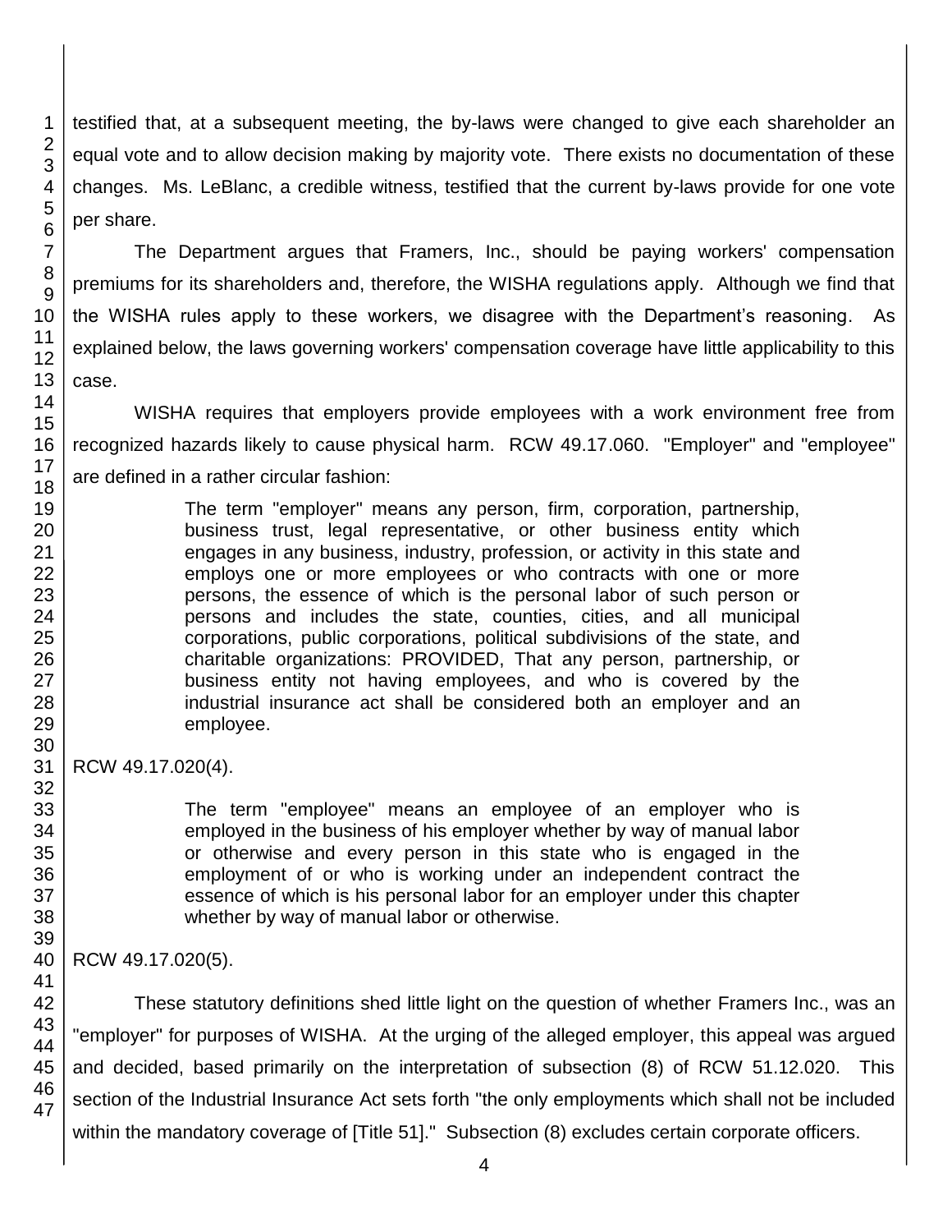testified that, at a subsequent meeting, the by-laws were changed to give each shareholder an equal vote and to allow decision making by majority vote. There exists no documentation of these changes. Ms. LeBlanc, a credible witness, testified that the current by-laws provide for one vote per share.

The Department argues that Framers, Inc., should be paying workers' compensation premiums for its shareholders and, therefore, the WISHA regulations apply. Although we find that the WISHA rules apply to these workers, we disagree with the Department's reasoning. As explained below, the laws governing workers' compensation coverage have little applicability to this case.

WISHA requires that employers provide employees with a work environment free from recognized hazards likely to cause physical harm. RCW 49.17.060. "Employer" and "employee" are defined in a rather circular fashion:

> The term "employer" means any person, firm, corporation, partnership, business trust, legal representative, or other business entity which engages in any business, industry, profession, or activity in this state and employs one or more employees or who contracts with one or more persons, the essence of which is the personal labor of such person or persons and includes the state, counties, cities, and all municipal corporations, public corporations, political subdivisions of the state, and charitable organizations: PROVIDED, That any person, partnership, or business entity not having employees, and who is covered by the industrial insurance act shall be considered both an employer and an employee.

RCW 49.17.020(4).

> The term "employee" means an employee of an employer who is employed in the business of his employer whether by way of manual labor or otherwise and every person in this state who is engaged in the employment of or who is working under an independent contract the essence of which is his personal labor for an employer under this chapter whether by way of manual labor or otherwise.

RCW 49.17.020(5).

These statutory definitions shed little light on the question of whether Framers Inc., was an "employer" for purposes of WISHA. At the urging of the alleged employer, this appeal was argued and decided, based primarily on the interpretation of subsection (8) of RCW 51.12.020. This section of the Industrial Insurance Act sets forth "the only employments which shall not be included within the mandatory coverage of [Title 51]." Subsection (8) excludes certain corporate officers.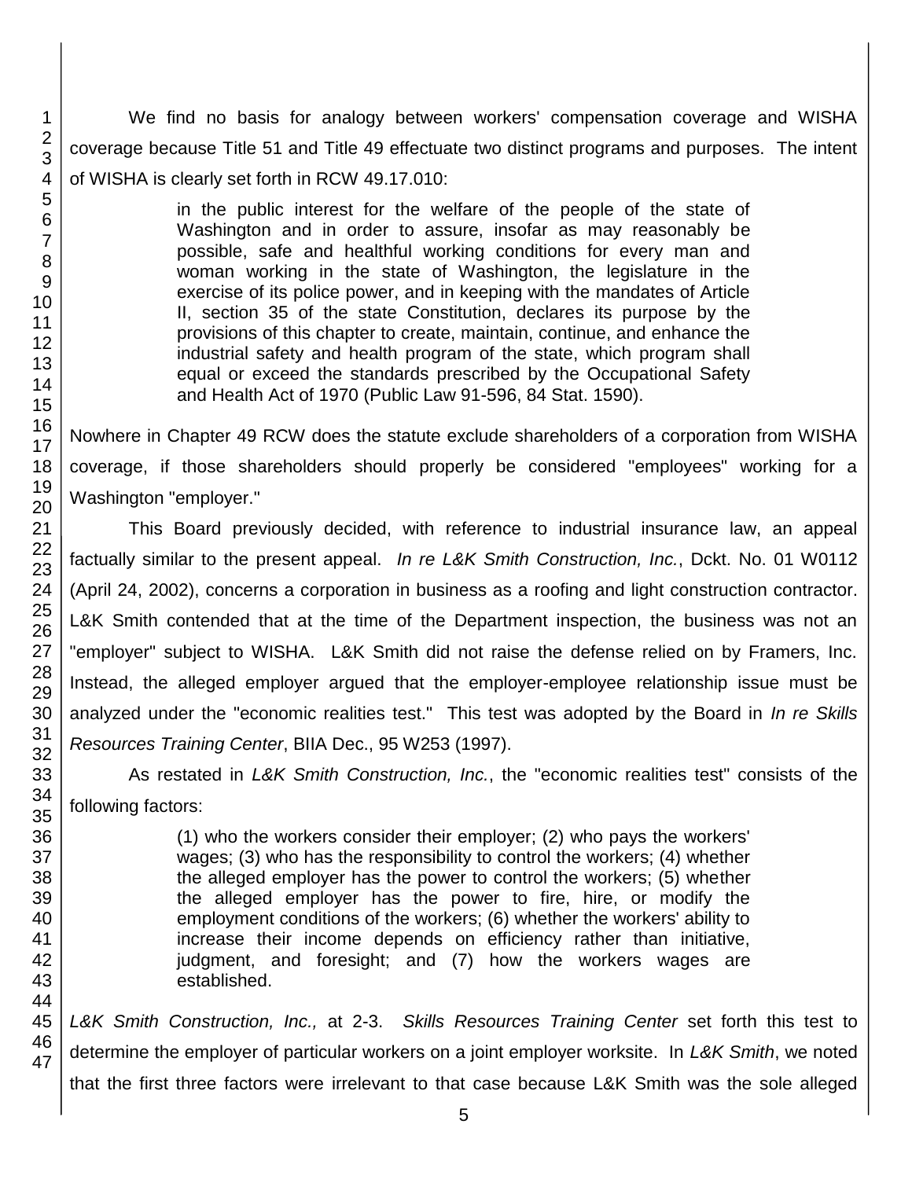We find no basis for analogy between workers' compensation coverage and WISHA coverage because Title 51 and Title 49 effectuate two distinct programs and purposes. The intent of WISHA is clearly set forth in RCW 49.17.010:

> in the public interest for the welfare of the people of the state of Washington and in order to assure, insofar as may reasonably be possible, safe and healthful working conditions for every man and woman working in the state of Washington, the legislature in the exercise of its police power, and in keeping with the mandates of Article II, section 35 of the state Constitution, declares its purpose by the provisions of this chapter to create, maintain, continue, and enhance the industrial safety and health program of the state, which program shall equal or exceed the standards prescribed by the Occupational Safety and Health Act of 1970 (Public Law 91-596, 84 Stat. 1590).

Nowhere in Chapter 49 RCW does the statute exclude shareholders of a corporation from WISHA coverage, if those shareholders should properly be considered "employees" working for a Washington "employer."

This Board previously decided, with reference to industrial insurance law, an appeal factually similar to the present appeal. *In re L&K Smith Construction, Inc.*, Dckt. No. 01 W0112 (April 24, 2002), concerns a corporation in business as a roofing and light construction contractor. L&K Smith contended that at the time of the Department inspection, the business was not an "employer" subject to WISHA. L&K Smith did not raise the defense relied on by Framers, Inc. Instead, the alleged employer argued that the employer-employee relationship issue must be analyzed under the "economic realities test." This test was adopted by the Board in *In re Skills Resources Training Center*, BIIA Dec., 95 W253 (1997).

As restated in *L&K Smith Construction, Inc.*, the "economic realities test" consists of the following factors:

> (1) who the workers consider their employer; (2) who pays the workers' wages; (3) who has the responsibility to control the workers; (4) whether the alleged employer has the power to control the workers; (5) whether the alleged employer has the power to fire, hire, or modify the employment conditions of the workers; (6) whether the workers' ability to increase their income depends on efficiency rather than initiative, judgment, and foresight; and (7) how the workers wages are established.

*L&K Smith Construction, Inc.,* at 2-3. *Skills Resources Training Center* set forth this test to determine the employer of particular workers on a joint employer worksite. In *L&K Smith*, we noted that the first three factors were irrelevant to that case because L&K Smith was the sole alleged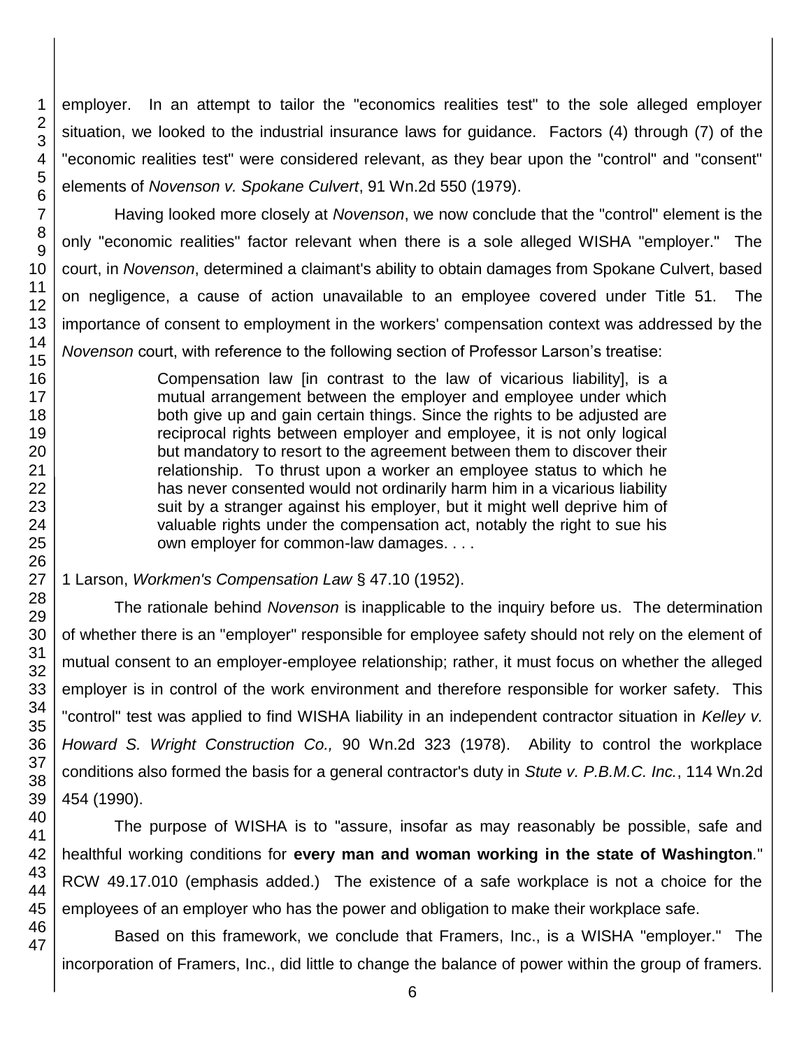employer. In an attempt to tailor the "economics realities test" to the sole alleged employer situation, we looked to the industrial insurance laws for guidance. Factors (4) through (7) of the "economic realities test" were considered relevant, as they bear upon the "control" and "consent" elements of *Novenson v. Spokane Culvert*, 91 Wn.2d 550 (1979).

Having looked more closely at *Novenson*, we now conclude that the "control" element is the only "economic realities" factor relevant when there is a sole alleged WISHA "employer." The court, in *Novenson*, determined a claimant's ability to obtain damages from Spokane Culvert, based on negligence, a cause of action unavailable to an employee covered under Title 51. The importance of consent to employment in the workers' compensation context was addressed by the *Novenson* court, with reference to the following section of Professor Larson's treatise:

> Compensation law [in contrast to the law of vicarious liability], is a mutual arrangement between the employer and employee under which both give up and gain certain things. Since the rights to be adjusted are reciprocal rights between employer and employee, it is not only logical but mandatory to resort to the agreement between them to discover their relationship. To thrust upon a worker an employee status to which he has never consented would not ordinarily harm him in a vicarious liability suit by a stranger against his employer, but it might well deprive him of valuable rights under the compensation act, notably the right to sue his own employer for common-law damages. . . .

1 Larson, *Workmen's Compensation Law* § 47.10 (1952).

The rationale behind *Novenson* is inapplicable to the inquiry before us. The determination of whether there is an "employer" responsible for employee safety should not rely on the element of mutual consent to an employer-employee relationship; rather, it must focus on whether the alleged employer is in control of the work environment and therefore responsible for worker safety. This "control" test was applied to find WISHA liability in an independent contractor situation in *Kelley v. Howard S. Wright Construction Co.,* 90 Wn.2d 323 (1978). Ability to control the workplace conditions also formed the basis for a general contractor's duty in *Stute v. P.B.M.C. Inc.*, 114 Wn.2d 454 (1990).

The purpose of WISHA is to "assure, insofar as may reasonably be possible, safe and healthful working conditions for **every man and woman working in the state of Washington**." RCW 49.17.010 (emphasis added.) The existence of a safe workplace is not a choice for the employees of an employer who has the power and obligation to make their workplace safe.

Based on this framework, we conclude that Framers, Inc., is a WISHA "employer." The incorporation of Framers, Inc., did little to change the balance of power within the group of framers.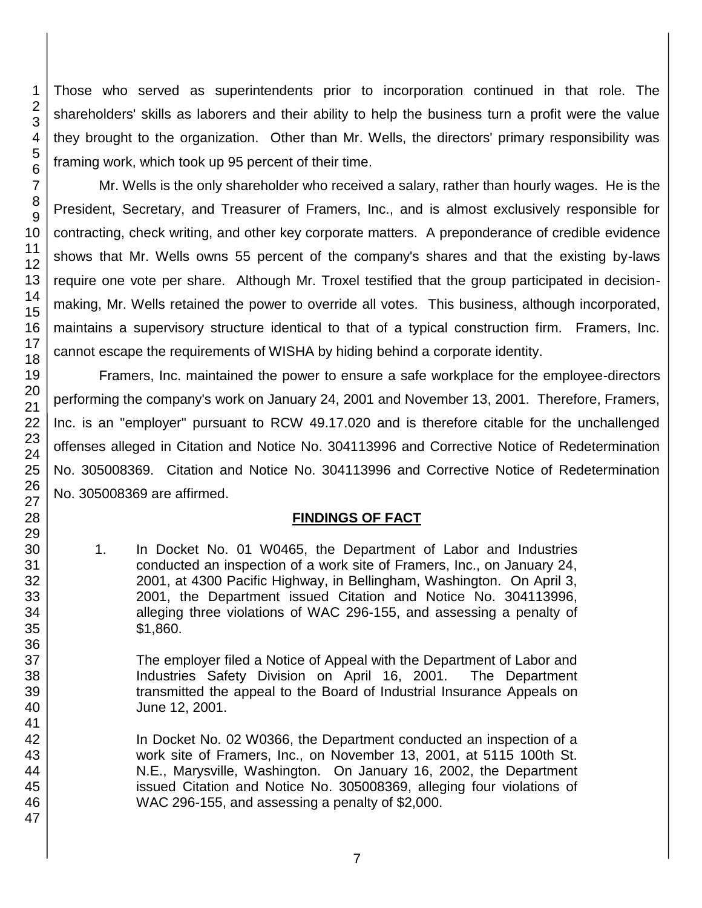Those who served as superintendents prior to incorporation continued in that role. The shareholders' skills as laborers and their ability to help the business turn a profit were the value they brought to the organization. Other than Mr. Wells, the directors' primary responsibility was framing work, which took up 95 percent of their time.

Mr. Wells is the only shareholder who received a salary, rather than hourly wages. He is the President, Secretary, and Treasurer of Framers, Inc., and is almost exclusively responsible for contracting, check writing, and other key corporate matters. A preponderance of credible evidence shows that Mr. Wells owns 55 percent of the company's shares and that the existing by-laws require one vote per share. Although Mr. Troxel testified that the group participated in decision-making, Mr. Wells retained the power to override all votes. This business, although incorporated, maintains a supervisory structure identical to that of a typical construction firm. Framers, Inc. cannot escape the requirements of WISHA by hiding behind a corporate identity.

Framers, Inc. maintained the power to ensure a safe workplace for the employee-directors performing the company's work on January 24, 2001 and November 13, 2001. Therefore, Framers, Inc. is an "employer" pursuant to RCW 49.17.020 and is therefore citable for the unchallenged offenses alleged in Citation and Notice No. 304113996 and Corrective Notice of Redetermination No. 305008369. Citation and Notice No. 304113996 and Corrective Notice of Redetermination No. 305008369 are affirmed.

## FINDINGS OF FACT

1. In Docket No. 01 W0465, the Department of Labor and Industries conducted an inspection of a work site of Framers, Inc., on January 24, 2001, at 4300 Pacific Highway, in Bellingham, Washington. On April 3, 2001, the Department issued Citation and Notice No. 304113996, alleging three violations of WAC 296-155, and assessing a penalty of $1,860.

   The employer filed a Notice of Appeal with the Department of Labor and Industries Safety Division on April 16, 2001. The Department transmitted the appeal to the Board of Industrial Insurance Appeals on June 12, 2001.

   In Docket No. 02 W0366, the Department conducted an inspection of a work site of Framers, Inc., on November 13, 2001, at 5115 100th St. N.E., Marysville, Washington. On January 16, 2002, the Department issued Citation and Notice No. 305008369, alleging four violations of WAC 296-155, and assessing a penalty of $2,000.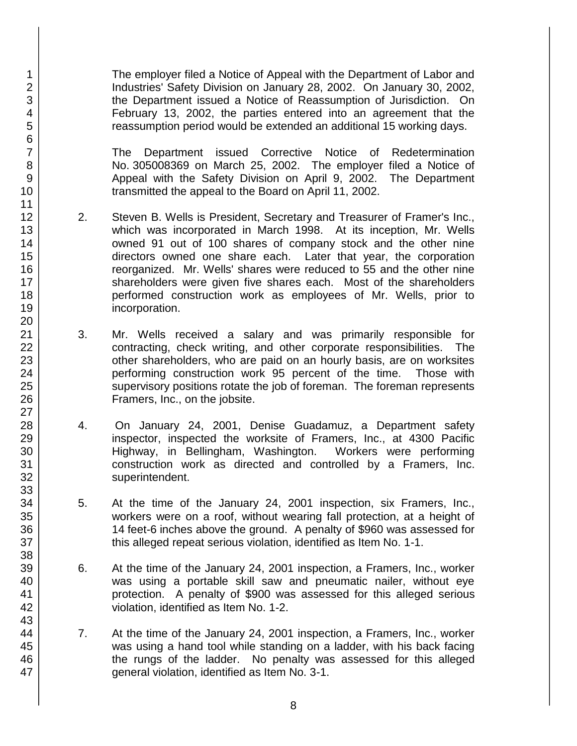The employer filed a Notice of Appeal with the Department of Labor and Industries' Safety Division on January 28, 2002. On January 30, 2002, the Department issued a Notice of Reassumption of Jurisdiction. On February 13, 2002, the parties entered into an agreement that the reassumption period would be extended an additional 15 working days.

The Department issued Corrective Notice of Redetermination No. 305008369 on March 25, 2002. The employer filed a Notice of Appeal with the Safety Division on April 9, 2002. The Department transmitted the appeal to the Board on April 11, 2002.

2. Steven B. Wells is President, Secretary and Treasurer of Framer's Inc., which was incorporated in March 1998. At its inception, Mr. Wells owned 91 out of 100 shares of company stock and the other nine directors owned one share each. Later that year, the corporation reorganized. Mr. Wells' shares were reduced to 55 and the other nine shareholders were given five shares each. Most of the shareholders performed construction work as employees of Mr. Wells, prior to incorporation.

3. Mr. Wells received a salary and was primarily responsible for contracting, check writing, and other corporate responsibilities. The other shareholders, who are paid on an hourly basis, are on worksites performing construction work 95 percent of the time. Those with supervisory positions rotate the job of foreman. The foreman represents Framers, Inc., on the jobsite.

4. On January 24, 2001, Denise Guadamuz, a Department safety inspector, inspected the worksite of Framers, Inc., at 4300 Pacific Highway, in Bellingham, Washington. Workers were performing construction work as directed and controlled by a Framers, Inc. superintendent.

5. At the time of the January 24, 2001 inspection, six Framers, Inc., workers were on a roof, without wearing fall protection, at a height of 14 feet-6 inches above the ground. A penalty of $960 was assessed for this alleged repeat serious violation, identified as Item No. 1-1.

6. At the time of the January 24, 2001 inspection, a Framers, Inc., worker was using a portable skill saw and pneumatic nailer, without eye protection. A penalty of $900 was assessed for this alleged serious violation, identified as Item No. 1-2.

7. At the time of the January 24, 2001 inspection, a Framers, Inc., worker was using a hand tool while standing on a ladder, with his back facing the rungs of the ladder. No penalty was assessed for this alleged general violation, identified as Item No. 3-1.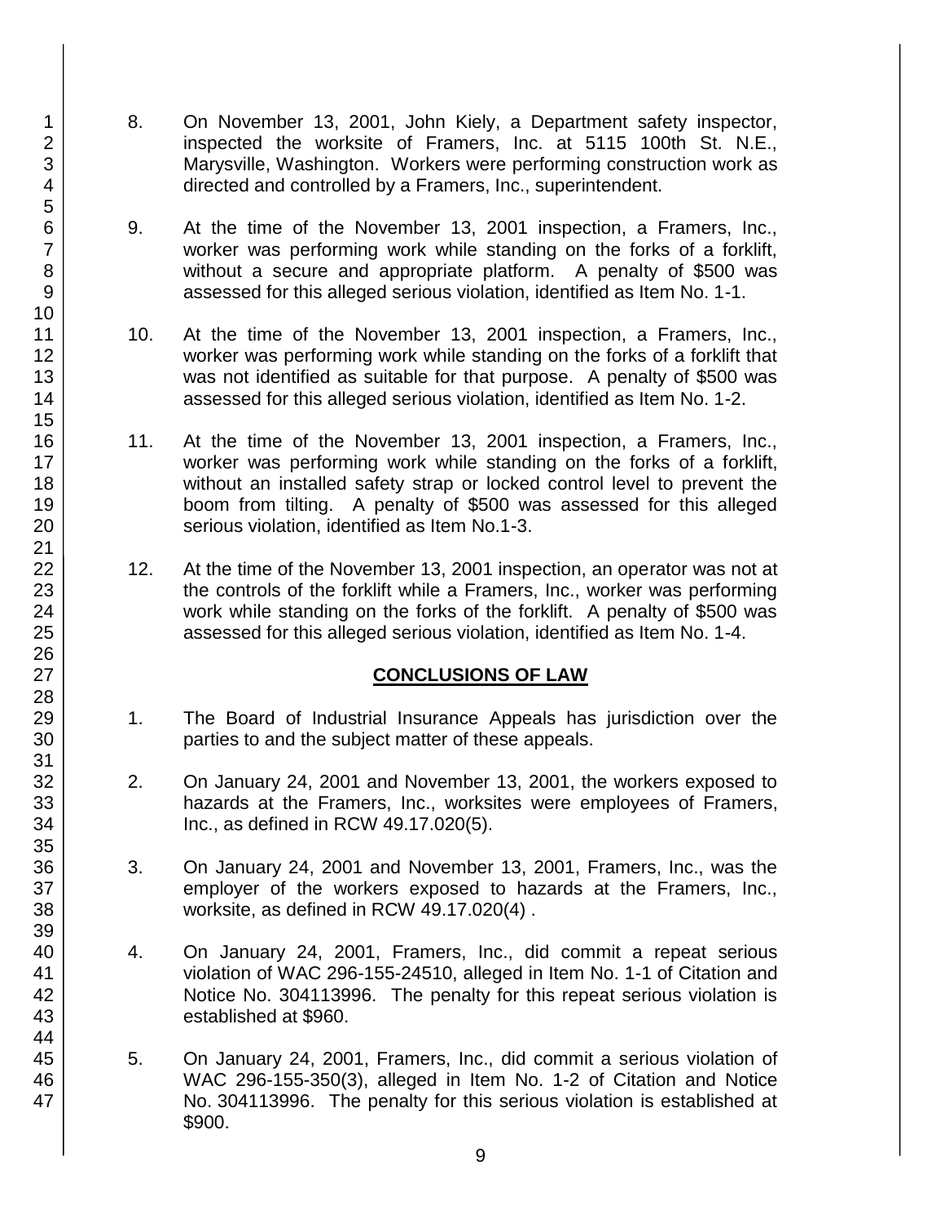8. On November 13, 2001, John Kiely, a Department safety inspector, inspected the worksite of Framers, Inc. at 5115 100th St. N.E., Marysville, Washington. Workers were performing construction work as directed and controlled by a Framers, Inc., superintendent.

9. At the time of the November 13, 2001 inspection, a Framers, Inc., worker was performing work while standing on the forks of a forklift, without a secure and appropriate platform. A penalty of $500 was assessed for this alleged serious violation, identified as Item No. 1-1.

10. At the time of the November 13, 2001 inspection, a Framers, Inc., worker was performing work while standing on the forks of a forklift that was not identified as suitable for that purpose. A penalty of $500 was assessed for this alleged serious violation, identified as Item No. 1-2.

11. At the time of the November 13, 2001 inspection, a Framers, Inc., worker was performing work while standing on the forks of a forklift, without an installed safety strap or locked control level to prevent the boom from tilting. A penalty of $500 was assessed for this alleged serious violation, identified as Item No.1-3.

12. At the time of the November 13, 2001 inspection, an operator was not at the controls of the forklift while a Framers, Inc., worker was performing work while standing on the forks of the forklift. A penalty of $500 was assessed for this alleged serious violation, identified as Item No. 1-4.

## CONCLUSIONS OF LAW

1. The Board of Industrial Insurance Appeals has jurisdiction over the parties to and the subject matter of these appeals.

2. On January 24, 2001 and November 13, 2001, the workers exposed to hazards at the Framers, Inc., worksites were employees of Framers, Inc., as defined in RCW 49.17.020(5).

3. On January 24, 2001 and November 13, 2001, Framers, Inc., was the employer of the workers exposed to hazards at the Framers, Inc., worksite, as defined in RCW 49.17.020(4) .

4. On January 24, 2001, Framers, Inc., did commit a repeat serious violation of WAC 296-155-24510, alleged in Item No. 1-1 of Citation and Notice No. 304113996. The penalty for this repeat serious violation is established at $960.

5. On January 24, 2001, Framers, Inc., did commit a serious violation of WAC 296-155-350(3), alleged in Item No. 1-2 of Citation and Notice No. 304113996. The penalty for this serious violation is established at $900.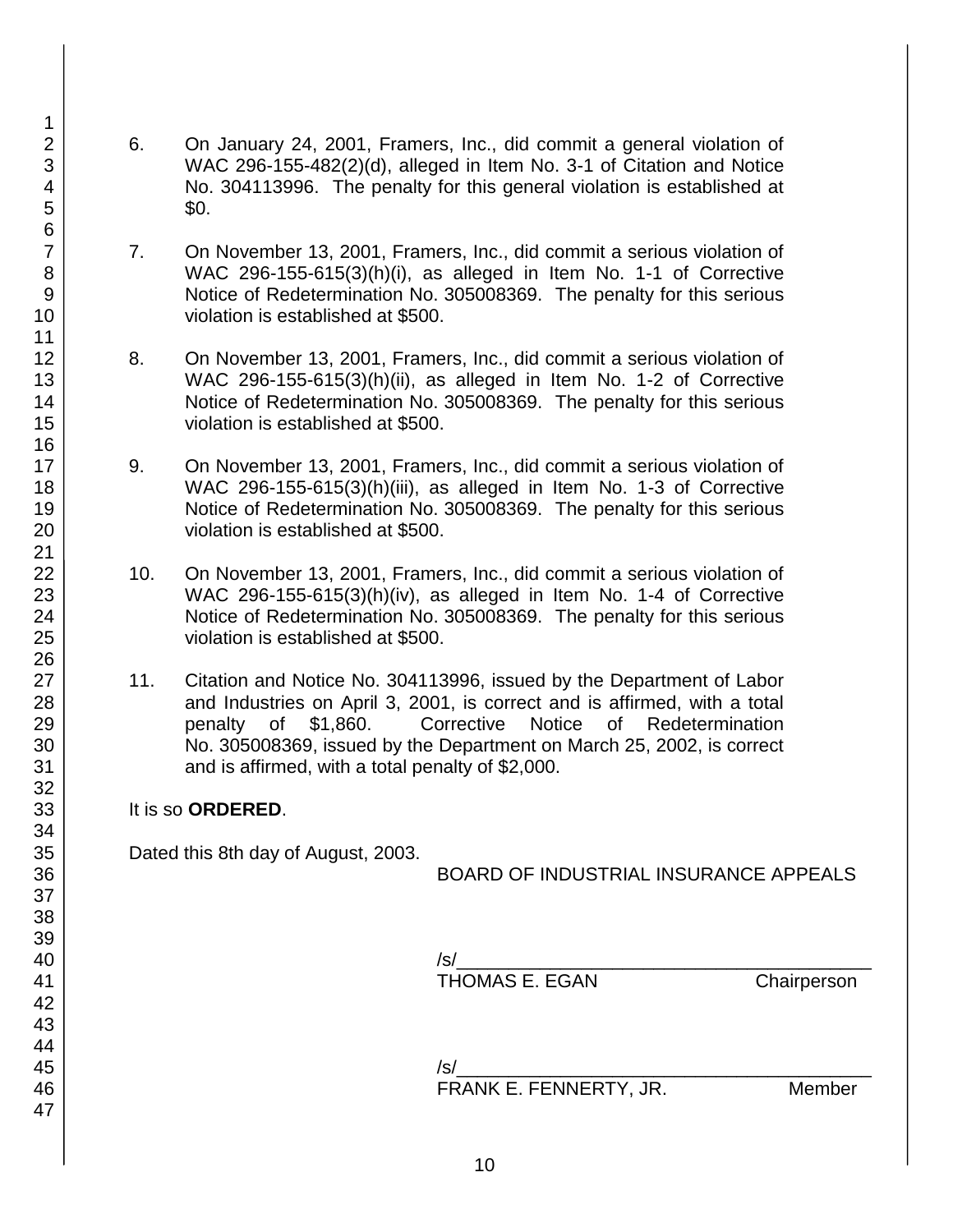6. On January 24, 2001, Framers, Inc., did commit a general violation of WAC 296-155-482(2)(d), alleged in Item No. 3-1 of Citation and Notice No. 304113996. The penalty for this general violation is established at $0.

7. On November 13, 2001, Framers, Inc., did commit a serious violation of WAC 296-155-615(3)(h)(i), as alleged in Item No. 1-1 of Corrective Notice of Redetermination No. 305008369. The penalty for this serious violation is established at $500.

8. On November 13, 2001, Framers, Inc., did commit a serious violation of WAC 296-155-615(3)(h)(ii), as alleged in Item No. 1-2 of Corrective Notice of Redetermination No. 305008369. The penalty for this serious violation is established at $500.

9. On November 13, 2001, Framers, Inc., did commit a serious violation of WAC 296-155-615(3)(h)(iii), as alleged in Item No. 1-3 of Corrective Notice of Redetermination No. 305008369. The penalty for this serious violation is established at $500.

10. On November 13, 2001, Framers, Inc., did commit a serious violation of WAC 296-155-615(3)(h)(iv), as alleged in Item No. 1-4 of Corrective Notice of Redetermination No. 305008369. The penalty for this serious violation is established at $500.

11. Citation and Notice No. 304113996, issued by the Department of Labor and Industries on April 3, 2001, is correct and is affirmed, with a total penalty of $1,860. Corrective Notice of Redetermination No. 305008369, issued by the Department on March 25, 2002, is correct and is affirmed, with a total penalty of $2,000.

It is so **ORDERED**.

Dated this 8th day of August, 2003.

BOARD OF INDUSTRIAL INSURANCE APPEALS

/s/\_\_\_\_\_\_\_\_\_\_\_\_\_\_\_\_\_\_\_\_\_\_\_\_\_\_\_\_\_\_\_\_\_\_\_\_\_\_\_\_
THOMAS E. EGAN Chairperson

/s/\_\_\_\_\_\_\_\_\_\_\_\_\_\_\_\_\_\_\_\_\_\_\_\_\_\_\_\_\_\_\_\_\_\_\_\_\_\_\_\_
FRANK E. FENNERTY, JR. Member